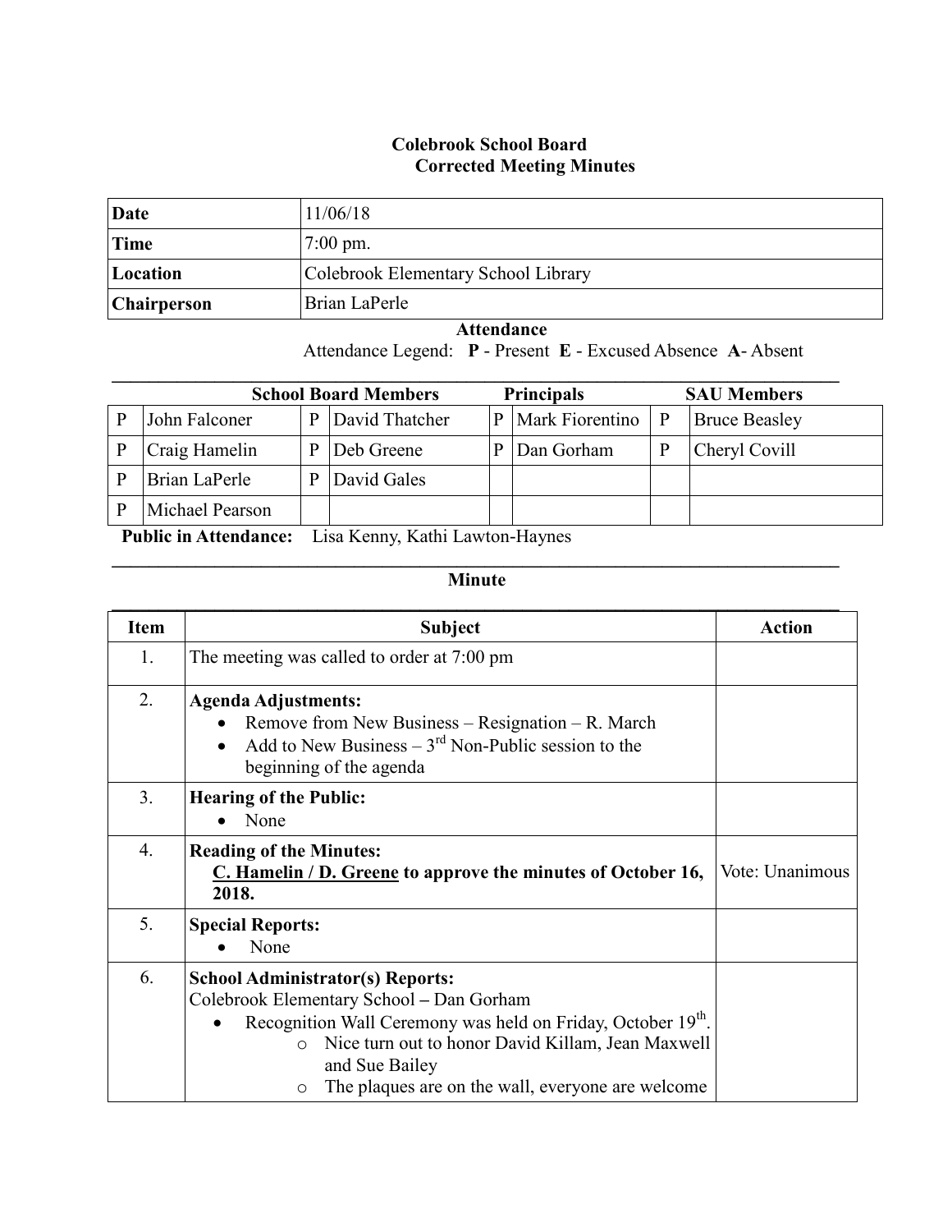# Colebrook School Board
## Corrected Meeting Minutes

| | |
|---|---|
| **Date** | 11/06/18 |
| **Time** | 7:00 pm. |
| **Location** | Colebrook Elementary School Library |
| **Chairperson** | Brian LaPerle |

**Attendance**

Attendance Legend: **P** - Present **E** - Excused Absence **A**- Absent

| School Board Members | | | | Principals | | SAU Members | |
|---|---|---|---|---|---|---|---|
| P | John Falconer | P | David Thatcher | P | Mark Fiorentino | P | Bruce Beasley |
| P | Craig Hamelin | P | Deb Greene | P | Dan Gorham | P | Cheryl Covill |
| P | Brian LaPerle | P | David Gales | | | | |
| P | Michael Pearson | | | | | | |

**Public in Attendance:** Lisa Kenny, Kathi Lawton-Haynes

**Minute**

| Item | Subject | Action |
|---|---|---|
| 1. | The meeting was called to order at 7:00 pm | |
| 2. | **Agenda Adjustments:**<br>• Remove from New Business – Resignation – R. March<br>• Add to New Business – 3rd Non-Public session to the beginning of the agenda | |
| 3. | **Hearing of the Public:**<br>• None | |
| 4. | **Reading of the Minutes:**<br>**C. Hamelin / D. Greene to approve the minutes of October 16, 2018.** | Vote: Unanimous |
| 5. | **Special Reports:**<br>• None | |
| 6. | **School Administrator(s) Reports:**<br>Colebrook Elementary School – Dan Gorham<br>• Recognition Wall Ceremony was held on Friday, October 19th.<br>  o Nice turn out to honor David Killam, Jean Maxwell and Sue Bailey<br>  o The plaques are on the wall, everyone are welcome | |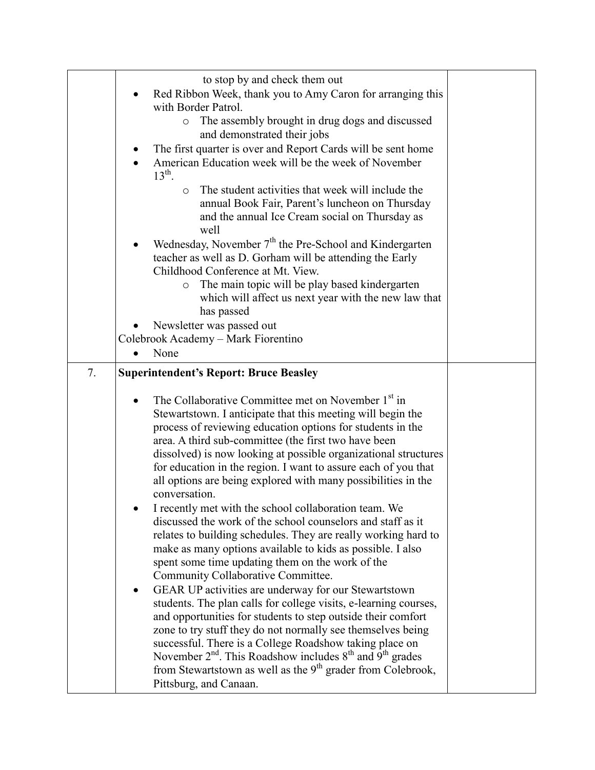| | | | |
|---|---|---|---|
| | to stop by and check them out<br>• Red Ribbon Week, thank you to Amy Caron for arranging this with Border Patrol.<br>  ○ The assembly brought in drug dogs and discussed and demonstrated their jobs<br>• The first quarter is over and Report Cards will be sent home<br>• American Education week will be the week of November 13th.<br>  ○ The student activities that week will include the annual Book Fair, Parent's luncheon on Thursday and the annual Ice Cream social on Thursday as well<br>• Wednesday, November 7th the Pre-School and Kindergarten teacher as well as D. Gorham will be attending the Early Childhood Conference at Mt. View.<br>  ○ The main topic will be play based kindergarten which will affect us next year with the new law that has passed<br>• Newsletter was passed out<br>Colebrook Academy – Mark Fiorentino<br>• None | |
| 7. | **Superintendent's Report: Bruce Beasley**<br><br>• The Collaborative Committee met on November 1st in Stewartstown. I anticipate that this meeting will begin the process of reviewing education options for students in the area. A third sub-committee (the first two have been dissolved) is now looking at possible organizational structures for education in the region. I want to assure each of you that all options are being explored with many possibilities in the conversation.<br>• I recently met with the school collaboration team. We discussed the work of the school counselors and staff as it relates to building schedules. They are really working hard to make as many options available to kids as possible. I also spent some time updating them on the work of the Community Collaborative Committee.<br>• GEAR UP activities are underway for our Stewartstown students. The plan calls for college visits, e-learning courses, and opportunities for students to step outside their comfort zone to try stuff they do not normally see themselves being successful. There is a College Roadshow taking place on November 2nd. This Roadshow includes 8th and 9th grades from Stewartstown as well as the 9th grader from Colebrook, Pittsburg, and Canaan. | |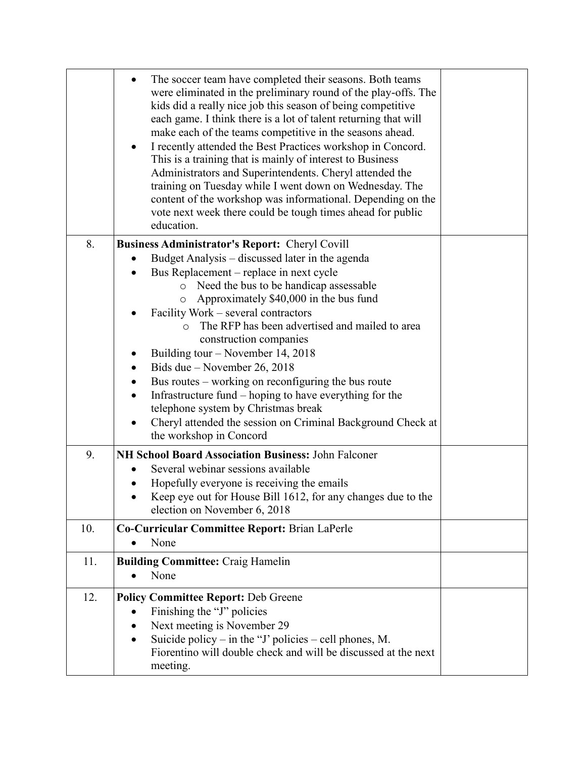| | | |
|---|---|---|
| | • The soccer team have completed their seasons. Both teams were eliminated in the preliminary round of the play-offs. The kids did a really nice job this season of being competitive each game. I think there is a lot of talent returning that will make each of the teams competitive in the seasons ahead.<br>• I recently attended the Best Practices workshop in Concord. This is a training that is mainly of interest to Business Administrators and Superintendents. Cheryl attended the training on Tuesday while I went down on Wednesday. The content of the workshop was informational. Depending on the vote next week there could be tough times ahead for public education. | |
| 8. | **Business Administrator's Report:** Cheryl Covill<br>• Budget Analysis – discussed later in the agenda<br>• Bus Replacement – replace in next cycle<br>&nbsp;&nbsp;&nbsp;&nbsp;o Need the bus to be handicap assessable<br>&nbsp;&nbsp;&nbsp;&nbsp;o Approximately $40,000 in the bus fund<br>• Facility Work – several contractors<br>&nbsp;&nbsp;&nbsp;&nbsp;o The RFP has been advertised and mailed to area construction companies<br>• Building tour – November 14, 2018<br>• Bids due – November 26, 2018<br>• Bus routes – working on reconfiguring the bus route<br>• Infrastructure fund – hoping to have everything for the telephone system by Christmas break<br>• Cheryl attended the session on Criminal Background Check at the workshop in Concord | |
| 9. | **NH School Board Association Business:** John Falconer<br>• Several webinar sessions available<br>• Hopefully everyone is receiving the emails<br>• Keep eye out for House Bill 1612, for any changes due to the election on November 6, 2018 | |
| 10. | **Co-Curricular Committee Report:** Brian LaPerle<br>• None | |
| 11. | **Building Committee:** Craig Hamelin<br>• None | |
| 12. | **Policy Committee Report:** Deb Greene<br>• Finishing the "J" policies<br>• Next meeting is November 29<br>• Suicide policy – in the "J' policies – cell phones, M. Fiorentino will double check and will be discussed at the next meeting. | |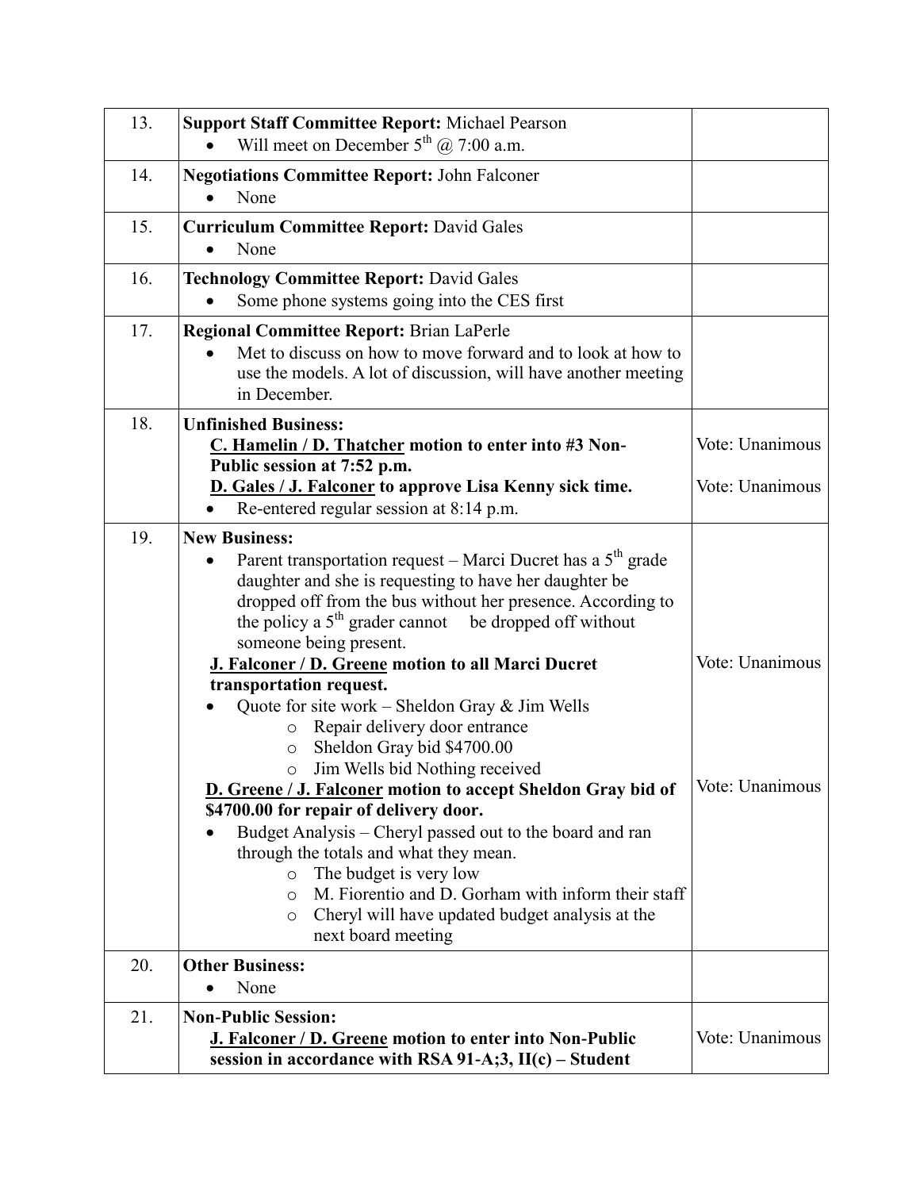| | | |
|---|---|---|
| 13. | **Support Staff Committee Report:** Michael Pearson<br>• Will meet on December 5th @ 7:00 a.m. | |
| 14. | **Negotiations Committee Report:** John Falconer<br>• None | |
| 15. | **Curriculum Committee Report:** David Gales<br>• None | |
| 16. | **Technology Committee Report:** David Gales<br>• Some phone systems going into the CES first | |
| 17. | **Regional Committee Report:** Brian LaPerle<br>• Met to discuss on how to move forward and to look at how to use the models. A lot of discussion, will have another meeting in December. | |
| 18. | **Unfinished Business:**<br>**<u>C. Hamelin / D. Thatcher</u> motion to enter into #3 Non-Public session at 7:52 p.m.**<br>**<u>D. Gales / J. Falconer</u> to approve Lisa Kenny sick time.**<br>• Re-entered regular session at 8:14 p.m. | Vote: Unanimous<br><br>Vote: Unanimous |
| 19. | **New Business:**<br>• Parent transportation request – Marci Ducret has a 5th grade daughter and she is requesting to have her daughter be dropped off from the bus without her presence. According to the policy a 5th grader cannot be dropped off without someone being present.<br>**<u>J. Falconer / D. Greene</u> motion to all Marci Ducret transportation request.**<br>• Quote for site work – Sheldon Gray & Jim Wells<br>  ○ Repair delivery door entrance<br>  ○ Sheldon Gray bid $4700.00<br>  ○ Jim Wells bid Nothing received<br>**<u>D. Greene / J. Falconer</u> motion to accept Sheldon Gray bid of $4700.00 for repair of delivery door.**<br>• Budget Analysis – Cheryl passed out to the board and ran through the totals and what they mean.<br>  ○ The budget is very low<br>  ○ M. Fiorentio and D. Gorham with inform their staff<br>  ○ Cheryl will have updated budget analysis at the next board meeting | Vote: Unanimous<br><br>Vote: Unanimous |
| 20. | **Other Business:**<br>• None | |
| 21. | **Non-Public Session:**<br>**<u>J. Falconer / D. Greene</u> motion to enter into Non-Public session in accordance with RSA 91-A;3, II(c) – Student** | Vote: Unanimous |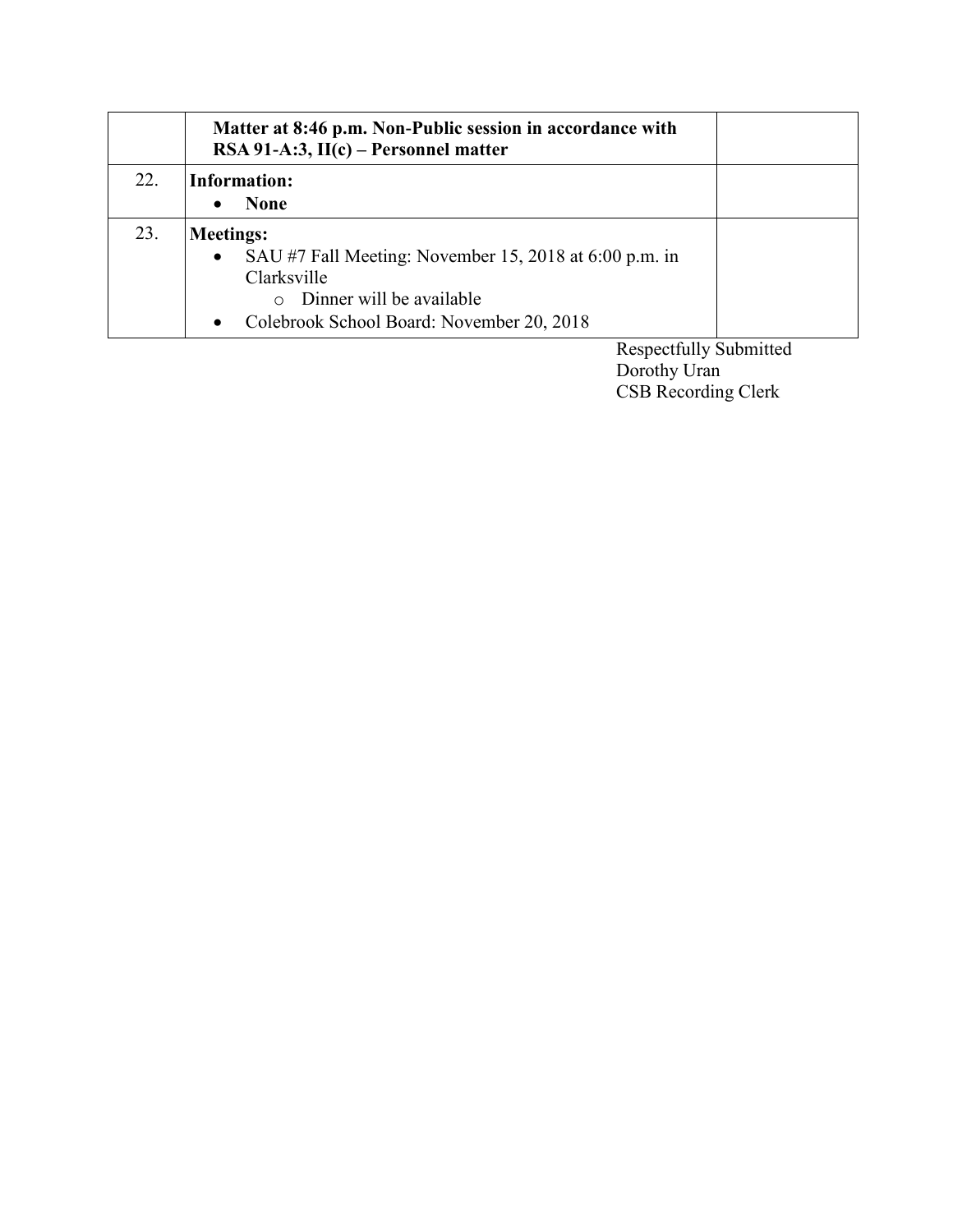| | | |
|---|---|---|
| | **Matter at 8:46 p.m. Non-Public session in accordance with RSA 91-A:3, II(c) – Personnel matter** | |
| 22. | **Information:**<br>• **None** | |
| 23. | **Meetings:**<br>• SAU #7 Fall Meeting: November 15, 2018 at 6:00 p.m. in Clarksville<br>  ○ Dinner will be available<br>• Colebrook School Board: November 20, 2018 | |

Respectfully Submitted
Dorothy Uran
CSB Recording Clerk